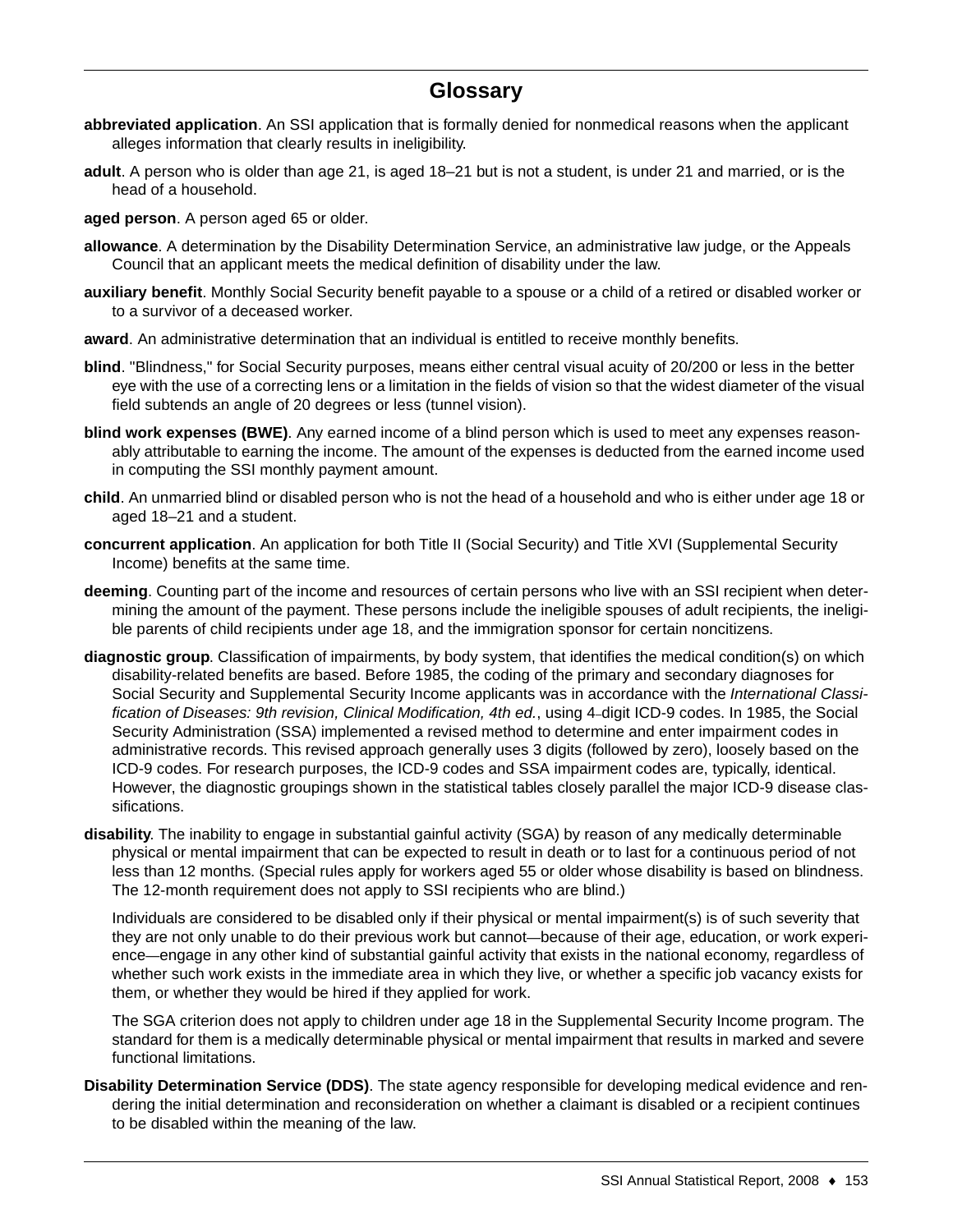# Glossary

**abbreviated application**. An SSI application that is formally denied for nonmedical reasons when the applicant alleges information that clearly results in ineligibility.

**adult**. A person who is older than age 21, is aged 18–21 but is not a student, is under 21 and married, or is the head of a household.

**aged person**. A person aged 65 or older.

**allowance**. A determination by the Disability Determination Service, an administrative law judge, or the Appeals Council that an applicant meets the medical definition of disability under the law.

**auxiliary benefit**. Monthly Social Security benefit payable to a spouse or a child of a retired or disabled worker or to a survivor of a deceased worker.

**award**. An administrative determination that an individual is entitled to receive monthly benefits.

**blind**. "Blindness," for Social Security purposes, means either central visual acuity of 20/200 or less in the better eye with the use of a correcting lens or a limitation in the fields of vision so that the widest diameter of the visual field subtends an angle of 20 degrees or less (tunnel vision).

**blind work expenses (BWE)**. Any earned income of a blind person which is used to meet any expenses reasonably attributable to earning the income. The amount of the expenses is deducted from the earned income used in computing the SSI monthly payment amount.

**child**. An unmarried blind or disabled person who is not the head of a household and who is either under age 18 or aged 18–21 and a student.

**concurrent application**. An application for both Title II (Social Security) and Title XVI (Supplemental Security Income) benefits at the same time.

**deeming**. Counting part of the income and resources of certain persons who live with an SSI recipient when determining the amount of the payment. These persons include the ineligible spouses of adult recipients, the ineligible parents of child recipients under age 18, and the immigration sponsor for certain noncitizens.

**diagnostic group**. Classification of impairments, by body system, that identifies the medical condition(s) on which disability-related benefits are based. Before 1985, the coding of the primary and secondary diagnoses for Social Security and Supplemental Security Income applicants was in accordance with the *International Classification of Diseases: 9th revision, Clinical Modification, 4th ed.*, using 4-digit ICD-9 codes. In 1985, the Social Security Administration (SSA) implemented a revised method to determine and enter impairment codes in administrative records. This revised approach generally uses 3 digits (followed by zero), loosely based on the ICD-9 codes. For research purposes, the ICD-9 codes and SSA impairment codes are, typically, identical. However, the diagnostic groupings shown in the statistical tables closely parallel the major ICD-9 disease classifications.

**disability**. The inability to engage in substantial gainful activity (SGA) by reason of any medically determinable physical or mental impairment that can be expected to result in death or to last for a continuous period of not less than 12 months. (Special rules apply for workers aged 55 or older whose disability is based on blindness. The 12-month requirement does not apply to SSI recipients who are blind.)

Individuals are considered to be disabled only if their physical or mental impairment(s) is of such severity that they are not only unable to do their previous work but cannot—because of their age, education, or work experience—engage in any other kind of substantial gainful activity that exists in the national economy, regardless of whether such work exists in the immediate area in which they live, or whether a specific job vacancy exists for them, or whether they would be hired if they applied for work.

The SGA criterion does not apply to children under age 18 in the Supplemental Security Income program. The standard for them is a medically determinable physical or mental impairment that results in marked and severe functional limitations.

**Disability Determination Service (DDS)**. The state agency responsible for developing medical evidence and rendering the initial determination and reconsideration on whether a claimant is disabled or a recipient continues to be disabled within the meaning of the law.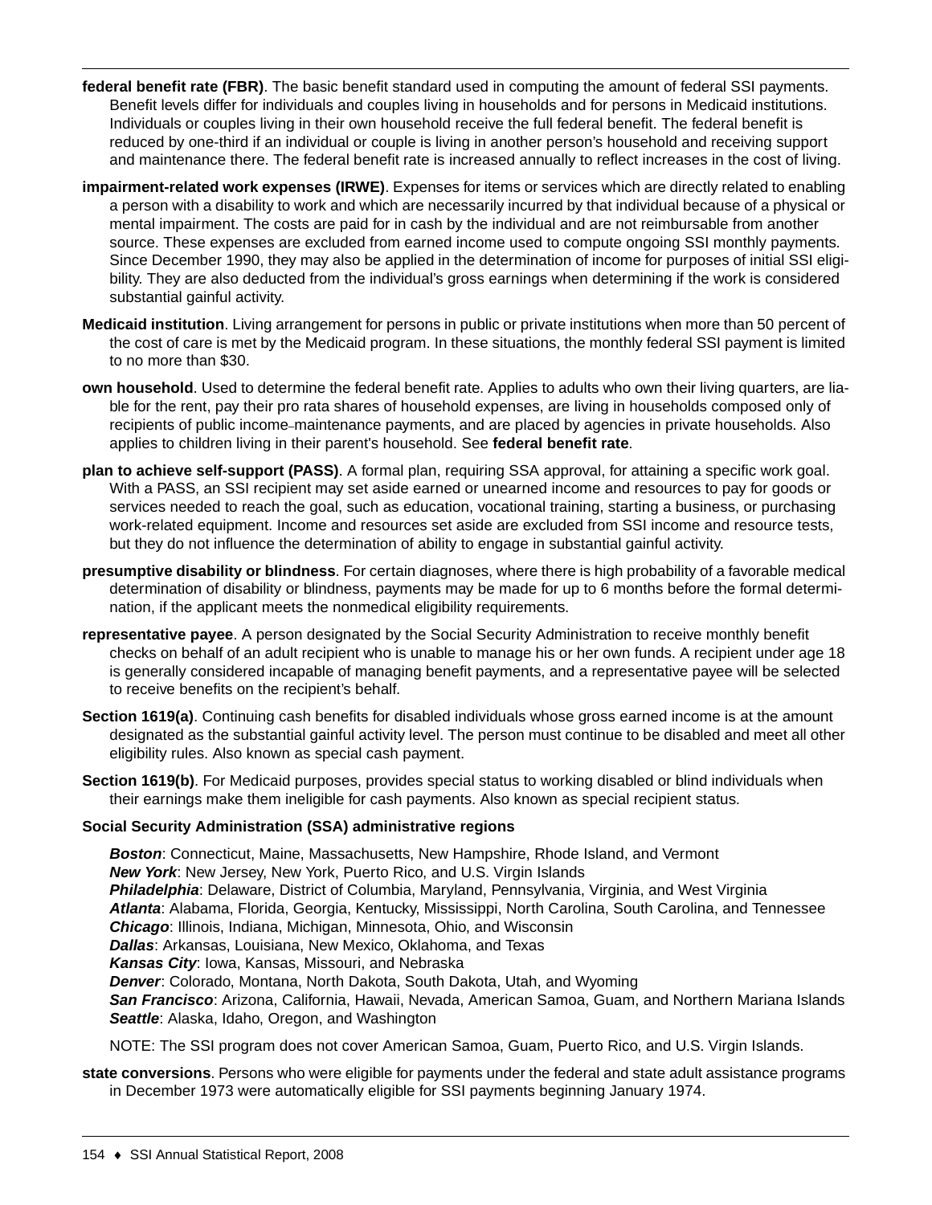**federal benefit rate (FBR)**. The basic benefit standard used in computing the amount of federal SSI payments. Benefit levels differ for individuals and couples living in households and for persons in Medicaid institutions. Individuals or couples living in their own household receive the full federal benefit. The federal benefit is reduced by one-third if an individual or couple is living in another person's household and receiving support and maintenance there. The federal benefit rate is increased annually to reflect increases in the cost of living.

**impairment-related work expenses (IRWE)**. Expenses for items or services which are directly related to enabling a person with a disability to work and which are necessarily incurred by that individual because of a physical or mental impairment. The costs are paid for in cash by the individual and are not reimbursable from another source. These expenses are excluded from earned income used to compute ongoing SSI monthly payments. Since December 1990, they may also be applied in the determination of income for purposes of initial SSI eligibility. They are also deducted from the individual's gross earnings when determining if the work is considered substantial gainful activity.

**Medicaid institution**. Living arrangement for persons in public or private institutions when more than 50 percent of the cost of care is met by the Medicaid program. In these situations, the monthly federal SSI payment is limited to no more than $30.

**own household**. Used to determine the federal benefit rate. Applies to adults who own their living quarters, are liable for the rent, pay their pro rata shares of household expenses, are living in households composed only of recipients of public income-maintenance payments, and are placed by agencies in private households. Also applies to children living in their parent's household. See **federal benefit rate**.

**plan to achieve self-support (PASS)**. A formal plan, requiring SSA approval, for attaining a specific work goal. With a PASS, an SSI recipient may set aside earned or unearned income and resources to pay for goods or services needed to reach the goal, such as education, vocational training, starting a business, or purchasing work-related equipment. Income and resources set aside are excluded from SSI income and resource tests, but they do not influence the determination of ability to engage in substantial gainful activity.

**presumptive disability or blindness**. For certain diagnoses, where there is high probability of a favorable medical determination of disability or blindness, payments may be made for up to 6 months before the formal determination, if the applicant meets the nonmedical eligibility requirements.

**representative payee**. A person designated by the Social Security Administration to receive monthly benefit checks on behalf of an adult recipient who is unable to manage his or her own funds. A recipient under age 18 is generally considered incapable of managing benefit payments, and a representative payee will be selected to receive benefits on the recipient's behalf.

**Section 1619(a)**. Continuing cash benefits for disabled individuals whose gross earned income is at the amount designated as the substantial gainful activity level. The person must continue to be disabled and meet all other eligibility rules. Also known as special cash payment.

**Section 1619(b)**. For Medicaid purposes, provides special status to working disabled or blind individuals when their earnings make them ineligible for cash payments. Also known as special recipient status.

**Social Security Administration (SSA) administrative regions**

***Boston***: Connecticut, Maine, Massachusetts, New Hampshire, Rhode Island, and Vermont
***New York***: New Jersey, New York, Puerto Rico, and U.S. Virgin Islands
***Philadelphia***: Delaware, District of Columbia, Maryland, Pennsylvania, Virginia, and West Virginia
***Atlanta***: Alabama, Florida, Georgia, Kentucky, Mississippi, North Carolina, South Carolina, and Tennessee
***Chicago***: Illinois, Indiana, Michigan, Minnesota, Ohio, and Wisconsin
***Dallas***: Arkansas, Louisiana, New Mexico, Oklahoma, and Texas
***Kansas City***: Iowa, Kansas, Missouri, and Nebraska
***Denver***: Colorado, Montana, North Dakota, South Dakota, Utah, and Wyoming
***San Francisco***: Arizona, California, Hawaii, Nevada, American Samoa, Guam, and Northern Mariana Islands
***Seattle***: Alaska, Idaho, Oregon, and Washington

NOTE: The SSI program does not cover American Samoa, Guam, Puerto Rico, and U.S. Virgin Islands.

**state conversions**. Persons who were eligible for payments under the federal and state adult assistance programs in December 1973 were automatically eligible for SSI payments beginning January 1974.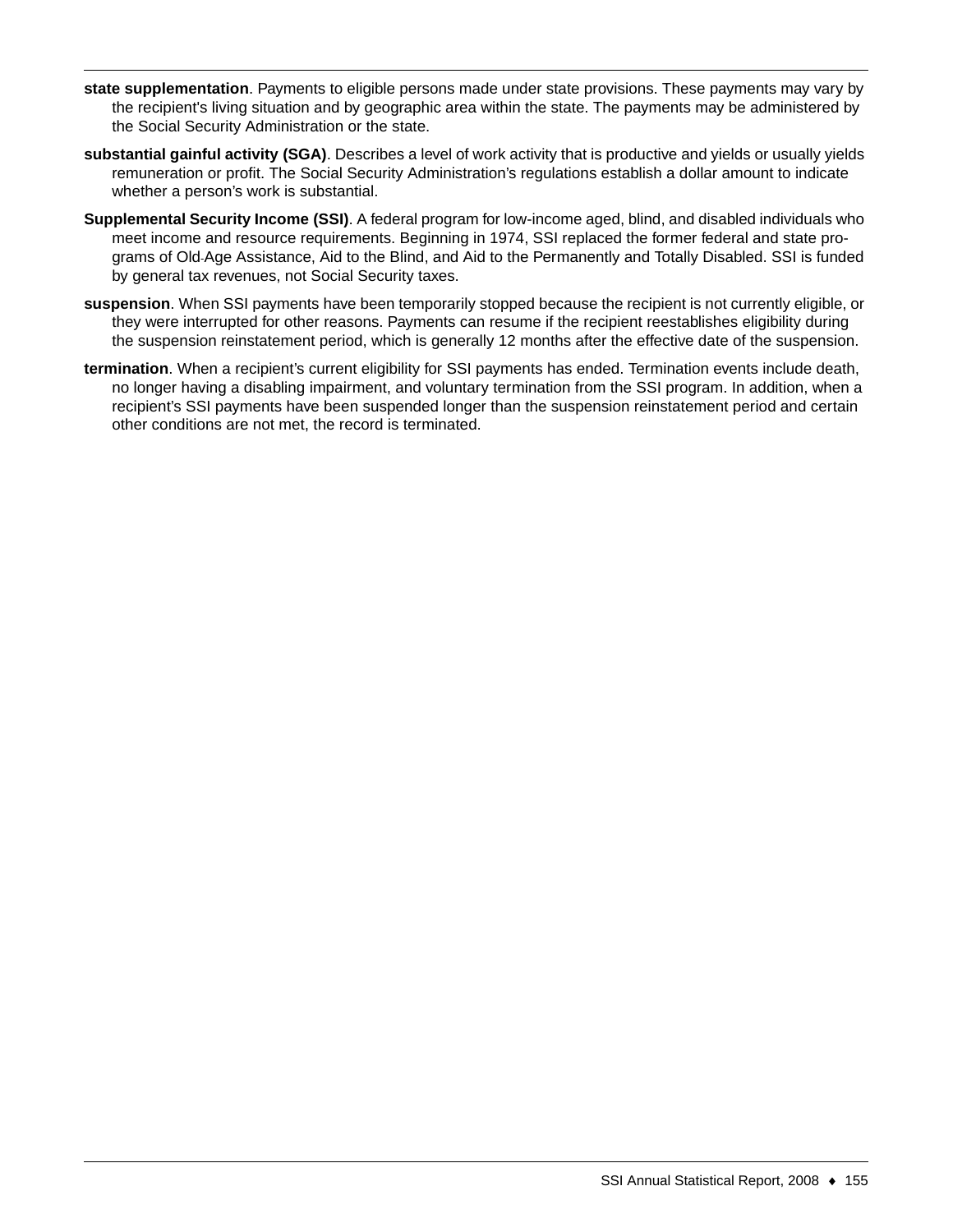**state supplementation**. Payments to eligible persons made under state provisions. These payments may vary by the recipient's living situation and by geographic area within the state. The payments may be administered by the Social Security Administration or the state.

**substantial gainful activity (SGA)**. Describes a level of work activity that is productive and yields or usually yields remuneration or profit. The Social Security Administration's regulations establish a dollar amount to indicate whether a person's work is substantial.

**Supplemental Security Income (SSI)**. A federal program for low-income aged, blind, and disabled individuals who meet income and resource requirements. Beginning in 1974, SSI replaced the former federal and state programs of Old-Age Assistance, Aid to the Blind, and Aid to the Permanently and Totally Disabled. SSI is funded by general tax revenues, not Social Security taxes.

**suspension**. When SSI payments have been temporarily stopped because the recipient is not currently eligible, or they were interrupted for other reasons. Payments can resume if the recipient reestablishes eligibility during the suspension reinstatement period, which is generally 12 months after the effective date of the suspension.

**termination**. When a recipient's current eligibility for SSI payments has ended. Termination events include death, no longer having a disabling impairment, and voluntary termination from the SSI program. In addition, when a recipient's SSI payments have been suspended longer than the suspension reinstatement period and certain other conditions are not met, the record is terminated.